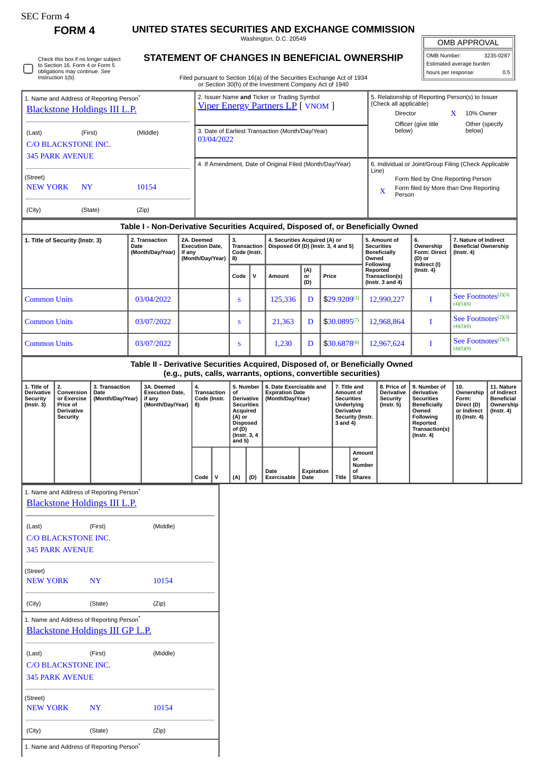SEC Form 4

# FORM 4

## UNITED STATES SECURITIES AND EXCHANGE COMMISSION

Washington, D.C. 20549

## STATEMENT OF CHANGES IN BENEFICIAL OWNERSHIP

Filed pursuant to Section 16(a) of the Securities Exchange Act of 1934 or Section 30(h) of the Investment Company Act of 1940

| OMB APPROVAL | |
|---|---|
| OMB Number: | 3235-0287 |
| Estimated average burden | |
| hours per response: | 0.5 |

☐ Check this box if no longer subject to Section 16. Form 4 or Form 5 obligations may continue. *See* Instruction 1(b).

| 1. Name and Address of Reporting Person* | 2. Issuer Name **and** Ticker or Trading Symbol | 5. Relationship of Reporting Person(s) to Issuer (Check all applicable) |
|---|---|---|
| Blackstone Holdings III L.P. | Viper Energy Partners LP [ VNOM ] | Director; X 10% Owner; Officer (give title below); Other (specify below) |
| (Last) (First) (Middle) C/O BLACKSTONE INC. 345 PARK AVENUE | 3. Date of Earliest Transaction (Month/Day/Year) 03/04/2022 | |
| (Street) NEW YORK NY 10154 | 4. If Amendment, Date of Original Filed (Month/Day/Year) | 6. Individual or Joint/Group Filing (Check Applicable Line): Form filed by One Reporting Person; X Form filed by More than One Reporting Person |
| (City) (State) (Zip) | | |

### Table I - Non-Derivative Securities Acquired, Disposed of, or Beneficially Owned

| 1. Title of Security (Instr. 3) | 2. Transaction Date (Month/Day/Year) | 2A. Deemed Execution Date, if any (Month/Day/Year) | 3. Transaction Code (Instr. 8) | | 4. Securities Acquired (A) or Disposed Of (D) (Instr. 3, 4 and 5) | | | 5. Amount of Securities Beneficially Owned Following Reported Transaction(s) (Instr. 3 and 4) | 6. Ownership Form: Direct (D) or Indirect (I) (Instr. 4) | 7. Nature of Indirect Beneficial Ownership (Instr. 4) |
|---|---|---|---|---|---|---|---|---|---|---|
| | | | Code | V | Amount | (A) or (D) | Price | | | |
| Common Units | 03/04/2022 | | S | | 125,336 | D | $29.9209[1] | 12,990,227 | I | See Footnotes[2][3][4][5][6] |
| Common Units | 03/07/2022 | | S | | 21,363 | D | $30.0895[7] | 12,968,864 | I | See Footnotes[2][3][4][5][6] |
| Common Units | 03/07/2022 | | S | | 1,230 | D | $30.6878[8] | 12,967,624 | I | See Footnotes[2][3][4][5][6] |

### Table II - Derivative Securities Acquired, Disposed of, or Beneficially Owned (e.g., puts, calls, warrants, options, convertible securities)

| 1. Title of Derivative Security (Instr. 3) | 2. Conversion or Exercise Price of Derivative Security | 3. Transaction Date (Month/Day/Year) | 3A. Deemed Execution Date, if any (Month/Day/Year) | 4. Transaction Code (Instr. 8) | | 5. Number of Derivative Securities Acquired (A) or Disposed of (D) (Instr. 3, 4 and 5) | | 6. Date Exercisable and Expiration Date (Month/Day/Year) | | 7. Title and Amount of Securities Underlying Derivative Security (Instr. 3 and 4) | | 8. Price of Derivative Security (Instr. 5) | 9. Number of derivative Securities Beneficially Owned Following Reported Transaction(s) (Instr. 4) | 10. Ownership Form: Direct (D) or Indirect (I) (Instr. 4) | 11. Nature of Indirect Beneficial Ownership (Instr. 4) |
|---|---|---|---|---|---|---|---|---|---|---|---|---|---|---|---|
| | | | | Code | V | (A) | (D) | Date Exercisable | Expiration Date | Title | Amount or Number of Shares | | | | |

| 1. Name and Address of Reporting Person* |
|---|
| Blackstone Holdings III L.P. |
| (Last) (First) (Middle) |
| C/O BLACKSTONE INC. |
| 345 PARK AVENUE |
| (Street) |
| NEW YORK NY 10154 |
| (City) (State) (Zip) |

| 1. Name and Address of Reporting Person* |
|---|
| Blackstone Holdings III GP L.P. |
| (Last) (First) (Middle) |
| C/O BLACKSTONE INC. |
| 345 PARK AVENUE |
| (Street) |
| NEW YORK NY 10154 |
| (City) (State) (Zip) |

1. Name and Address of Reporting Person*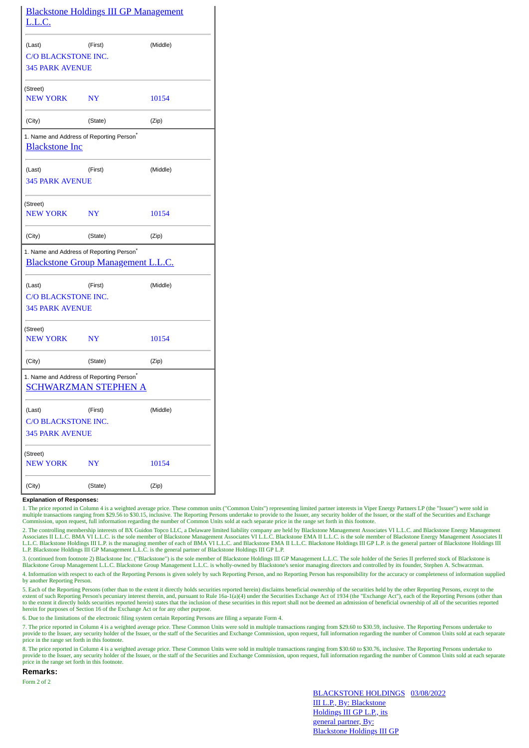| Blackstone Holdings III GP Management L.L.C. | | |
|---|---|---|
| (Last) | (First) | (Middle) |
| C/O BLACKSTONE INC. | | |
| 345 PARK AVENUE | | |
| (Street) | | |
| NEW YORK | NY | 10154 |
| (City) | (State) | (Zip) |

| 1. Name and Address of Reporting Person* | | |
|---|---|---|
| Blackstone Inc | | |
| (Last) | (First) | (Middle) |
| 345 PARK AVENUE | | |
| (Street) | | |
| NEW YORK | NY | 10154 |
| (City) | (State) | (Zip) |

| 1. Name and Address of Reporting Person* | | |
|---|---|---|
| Blackstone Group Management L.L.C. | | |
| (Last) | (First) | (Middle) |
| C/O BLACKSTONE INC. | | |
| 345 PARK AVENUE | | |
| (Street) | | |
| NEW YORK | NY | 10154 |
| (City) | (State) | (Zip) |

| 1. Name and Address of Reporting Person* | | |
|---|---|---|
| SCHWARZMAN STEPHEN A | | |
| (Last) | (First) | (Middle) |
| C/O BLACKSTONE INC. | | |
| 345 PARK AVENUE | | |
| (Street) | | |
| NEW YORK | NY | 10154 |
| (City) | (State) | (Zip) |

**Explanation of Responses:**

1. The price reported in Column 4 is a weighted average price. These common units ("Common Units") representing limited partner interests in Viper Energy Partners LP (the "Issuer") were sold in multiple transactions ranging from $29.56 to $30.15, inclusive. The Reporting Persons undertake to provide to the Issuer, any security holder of the Issuer, or the staff of the Securities and Exchange Commission, upon request, full information regarding the number of Common Units sold at each separate price in the range set forth in this footnote.

2. The controlling membership interests of BX Guidon Topco LLC, a Delaware limited liability company are held by Blackstone Management Associates VI L.L.C. and Blackstone Energy Management Associates II L.L.C. BMA VI L.L.C. is the sole member of Blackstone Management Associates VI L.L.C. Blackstone EMA II L.L.C. is the sole member of Blackstone Energy Management Associates II L.L.C. Blackstone Holdings III L.P. is the managing member of each of BMA VI L.L.C. and Blackstone EMA II L.L.C. Blackstone Holdings III GP L.P. is the general partner of Blackstone Holdings III L.P. Blackstone Holdings III GP Management L.L.C. is the general partner of Blackstone Holdings III GP L.P.

3. (continued from footnote 2) Blackstone Inc. ("Blackstone") is the sole member of Blackstone Holdings III GP Management L.L.C. The sole holder of the Series II preferred stock of Blackstone is Blackstone Group Management L.L.C. Blackstone Group Management L.L.C. is wholly-owned by Blackstone's senior managing directors and controlled by its founder, Stephen A. Schwarzman.

4. Information with respect to each of the Reporting Persons is given solely by such Reporting Person, and no Reporting Person has responsibility for the accuracy or completeness of information supplied by another Reporting Person.

5. Each of the Reporting Persons (other than to the extent it directly holds securities reported herein) disclaims beneficial ownership of the securities held by the other Reporting Persons, except to the extent of such Reporting Person's pecuniary interest therein, and, pursuant to Rule 16a-1(a)(4) under the Securities Exchange Act of 1934 (the "Exchange Act"), each of the Reporting Persons (other than to the extent it directly holds securities reported herein) states that the inclusion of these securities in this report shall not be deemed an admission of beneficial ownership of all of the securities reported herein for purposes of Section 16 of the Exchange Act or for any other purpose.

6. Due to the limitations of the electronic filing system certain Reporting Persons are filing a separate Form 4.

7. The price reported in Column 4 is a weighted average price. These Common Units were sold in multiple transactions ranging from $29.60 to $30.59, inclusive. The Reporting Persons undertake to provide to the Issuer, any security holder of the Issuer, or the staff of the Securities and Exchange Commission, upon request, full information regarding the number of Common Units sold at each separate price in the range set forth in this footnote.

8. The price reported in Column 4 is a weighted average price. These Common Units were sold in multiple transactions ranging from $30.60 to $30.76, inclusive. The Reporting Persons undertake to provide to the Issuer, any security holder of the Issuer, or the staff of the Securities and Exchange Commission, upon request, full information regarding the number of Common Units sold at each separate price in the range set forth in this footnote.

**Remarks:**

Form 2 of 2

BLACKSTONE HOLDINGS III L.P., By: Blackstone Holdings III GP L.P., its general partner, By: Blackstone Holdings III GP    03/08/2022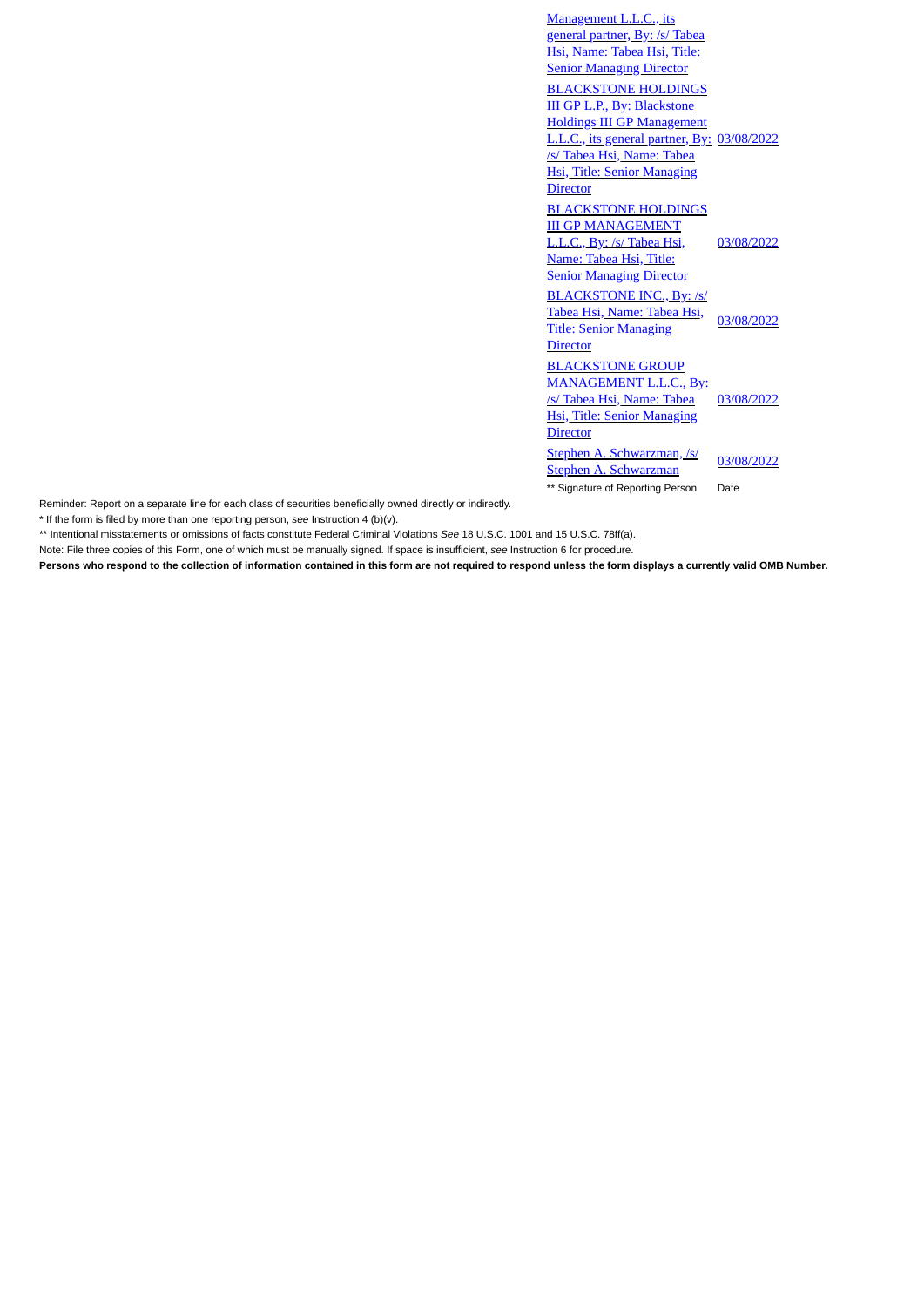| | |
|---|---|
| Management L.L.C., its general partner, By: /s/ Tabea Hsi, Name: Tabea Hsi, Title: Senior Managing Director | |
| BLACKSTONE HOLDINGS III GP L.P., By: Blackstone Holdings III GP Management L.L.C., its general partner, By: /s/ Tabea Hsi, Name: Tabea Hsi, Title: Senior Managing Director | 03/08/2022 |
| BLACKSTONE HOLDINGS III GP MANAGEMENT L.L.C., By: /s/ Tabea Hsi, Name: Tabea Hsi, Title: Senior Managing Director | 03/08/2022 |
| BLACKSTONE INC., By: /s/ Tabea Hsi, Name: Tabea Hsi, Title: Senior Managing Director | 03/08/2022 |
| BLACKSTONE GROUP MANAGEMENT L.L.C., By: /s/ Tabea Hsi, Name: Tabea Hsi, Title: Senior Managing Director | 03/08/2022 |
| Stephen A. Schwarzman, /s/ Stephen A. Schwarzman | 03/08/2022 |
| ** Signature of Reporting Person | Date |

Reminder: Report on a separate line for each class of securities beneficially owned directly or indirectly.

* If the form is filed by more than one reporting person, *see* Instruction 4 (b)(v).

** Intentional misstatements or omissions of facts constitute Federal Criminal Violations *See* 18 U.S.C. 1001 and 15 U.S.C. 78ff(a).

Note: File three copies of this Form, one of which must be manually signed. If space is insufficient, *see* Instruction 6 for procedure.

**Persons who respond to the collection of information contained in this form are not required to respond unless the form displays a currently valid OMB Number.**